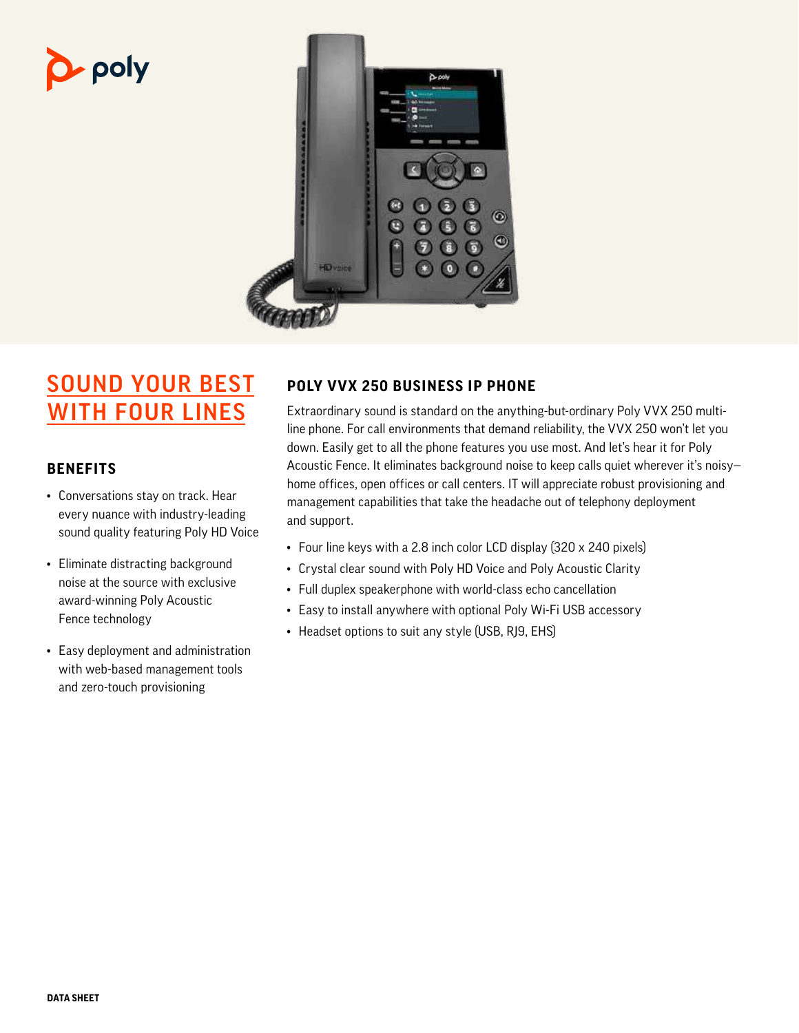poly

# SOUND YOUR BEST WITH FOUR LINES

## BENEFITS

- Conversations stay on track. Hear every nuance with industry-leading sound quality featuring Poly HD Voice
- Eliminate distracting background noise at the source with exclusive award-winning Poly Acoustic Fence technology
- Easy deployment and administration with web-based management tools and zero-touch provisioning

## POLY VVX 250 BUSINESS IP PHONE

Extraordinary sound is standard on the anything-but-ordinary Poly VVX 250 multi-line phone. For call environments that demand reliability, the VVX 250 won't let you down. Easily get to all the phone features you use most. And let's hear it for Poly Acoustic Fence. It eliminates background noise to keep calls quiet wherever it's noisy—home offices, open offices or call centers. IT will appreciate robust provisioning and management capabilities that take the headache out of telephony deployment and support.

- Four line keys with a 2.8 inch color LCD display (320 x 240 pixels)
- Crystal clear sound with Poly HD Voice and Poly Acoustic Clarity
- Full duplex speakerphone with world-class echo cancellation
- Easy to install anywhere with optional Poly Wi-Fi USB accessory
- Headset options to suit any style (USB, RJ9, EHS)

DATA SHEET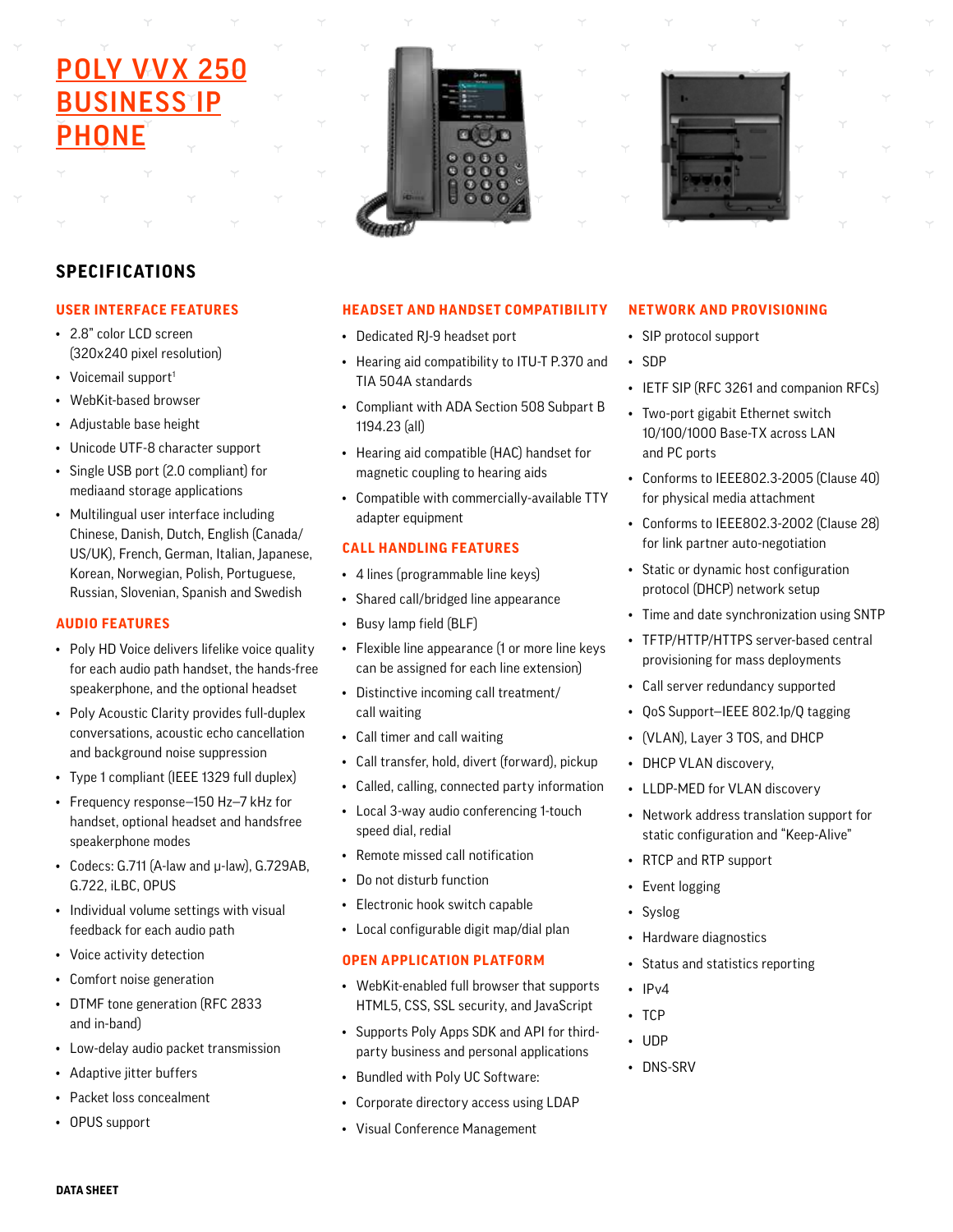# POLY VVX 250 BUSINESS IP PHONE

## SPECIFICATIONS

### USER INTERFACE FEATURES

- 2.8" color LCD screen (320x240 pixel resolution)
- Voicemail support[1]
- WebKit-based browser
- Adjustable base height
- Unicode UTF-8 character support
- Single USB port (2.0 compliant) for mediaand storage applications
- Multilingual user interface including Chinese, Danish, Dutch, English (Canada/US/UK), French, German, Italian, Japanese, Korean, Norwegian, Polish, Portuguese, Russian, Slovenian, Spanish and Swedish

### AUDIO FEATURES

- Poly HD Voice delivers lifelike voice quality for each audio path handset, the hands-free speakerphone, and the optional headset
- Poly Acoustic Clarity provides full-duplex conversations, acoustic echo cancellation and background noise suppression
- Type 1 compliant (IEEE 1329 full duplex)
- Frequency response–150 Hz–7 kHz for handset, optional headset and handsfree speakerphone modes
- Codecs: G.711 (A-law and μ-law), G.729AB, G.722, iLBC, OPUS
- Individual volume settings with visual feedback for each audio path
- Voice activity detection
- Comfort noise generation
- DTMF tone generation (RFC 2833 and in-band)
- Low-delay audio packet transmission
- Adaptive jitter buffers
- Packet loss concealment
- OPUS support

### HEADSET AND HANDSET COMPATIBILITY

- Dedicated RJ-9 headset port
- Hearing aid compatibility to ITU-T P.370 and TIA 504A standards
- Compliant with ADA Section 508 Subpart B 1194.23 (all)
- Hearing aid compatible (HAC) handset for magnetic coupling to hearing aids
- Compatible with commercially-available TTY adapter equipment

### CALL HANDLING FEATURES

- 4 lines (programmable line keys)
- Shared call/bridged line appearance
- Busy lamp field (BLF)
- Flexible line appearance (1 or more line keys can be assigned for each line extension)
- Distinctive incoming call treatment/ call waiting
- Call timer and call waiting
- Call transfer, hold, divert (forward), pickup
- Called, calling, connected party information
- Local 3-way audio conferencing 1-touch speed dial, redial
- Remote missed call notification
- Do not disturb function
- Electronic hook switch capable
- Local configurable digit map/dial plan

### OPEN APPLICATION PLATFORM

- WebKit-enabled full browser that supports HTML5, CSS, SSL security, and JavaScript
- Supports Poly Apps SDK and API for third-party business and personal applications
- Bundled with Poly UC Software:
- Corporate directory access using LDAP
- Visual Conference Management

### NETWORK AND PROVISIONING

- SIP protocol support
- SDP
- IETF SIP (RFC 3261 and companion RFCs)
- Two-port gigabit Ethernet switch 10/100/1000 Base-TX across LAN and PC ports
- Conforms to IEEE802.3-2005 (Clause 40) for physical media attachment
- Conforms to IEEE802.3-2002 (Clause 28) for link partner auto-negotiation
- Static or dynamic host configuration protocol (DHCP) network setup
- Time and date synchronization using SNTP
- TFTP/HTTP/HTTPS server-based central provisioning for mass deployments
- Call server redundancy supported
- QoS Support–IEEE 802.1p/Q tagging
- (VLAN), Layer 3 TOS, and DHCP
- DHCP VLAN discovery,
- LLDP-MED for VLAN discovery
- Network address translation support for static configuration and "Keep-Alive"
- RTCP and RTP support
- Event logging
- Syslog
- Hardware diagnostics
- Status and statistics reporting
- IPv4
- TCP
- UDP
- DNS-SRV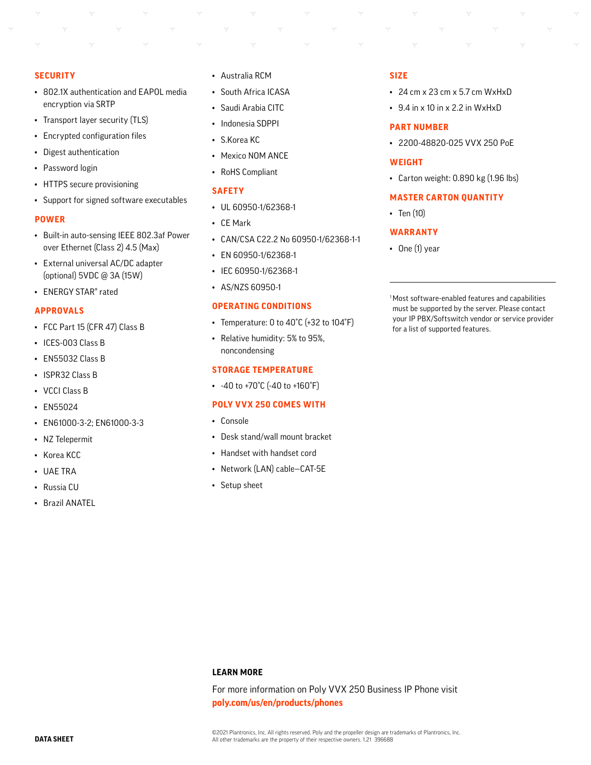## SECURITY

- 802.1X authentication and EAPOL media encryption via SRTP
- Transport layer security (TLS)
- Encrypted configuration files
- Digest authentication
- Password login
- HTTPS secure provisioning
- Support for signed software executables

## POWER

- Built-in auto-sensing IEEE 802.3af Power over Ethernet (Class 2) 4.5 (Max)
- External universal AC/DC adapter (optional) 5VDC @ 3A (15W)
- ENERGY STAR® rated

## APPROVALS

- FCC Part 15 (CFR 47) Class B
- ICES-003 Class B
- EN55032 Class B
- ISPR32 Class B
- VCCI Class B
- EN55024
- EN61000-3-2; EN61000-3-3
- NZ Telepermit
- Korea KCC
- UAE TRA
- Russia CU
- Brazil ANATEL
- Australia RCM
- South Africa ICASA
- Saudi Arabia CITC
- Indonesia SDPPI
- S.Korea KC
- Mexico NOM ANCE
- RoHS Compliant

## SAFETY

- UL 60950-1/62368-1
- CE Mark
- CAN/CSA C22.2 No 60950-1/62368-1-1
- EN 60950-1/62368-1
- IEC 60950-1/62368-1
- AS/NZS 60950-1

## OPERATING CONDITIONS

- Temperature: 0 to 40°C (+32 to 104°F)
- Relative humidity: 5% to 95%, noncondensing

## STORAGE TEMPERATURE

- -40 to +70°C (-40 to +160°F)

## POLY VVX 250 COMES WITH

- Console
- Desk stand/wall mount bracket
- Handset with handset cord
- Network (LAN) cable—CAT-5E
- Setup sheet

## SIZE

- 24 cm x 23 cm x 5.7 cm WxHxD
- 9.4 in x 10 in x 2.2 in WxHxD

## PART NUMBER

- 2200-48820-025 VVX 250 PoE

## WEIGHT

- Carton weight: 0.890 kg (1.96 lbs)

## MASTER CARTON QUANTITY

- Ten (10)

## WARRANTY

- One (1) year

---

[1] Most software-enabled features and capabilities must be supported by the server. Please contact your IP PBX/Softswitch vendor or service provider for a list of supported features.

**LEARN MORE**

For more information on Poly VVX 250 Business IP Phone visit **poly.com/us/en/products/phones**

**DATA SHEET**

©2021 Plantronics, Inc. All rights reserved. Poly and the propeller design are trademarks of Plantronics, Inc. All other trademarks are the property of their respective owners. 1.21 396688